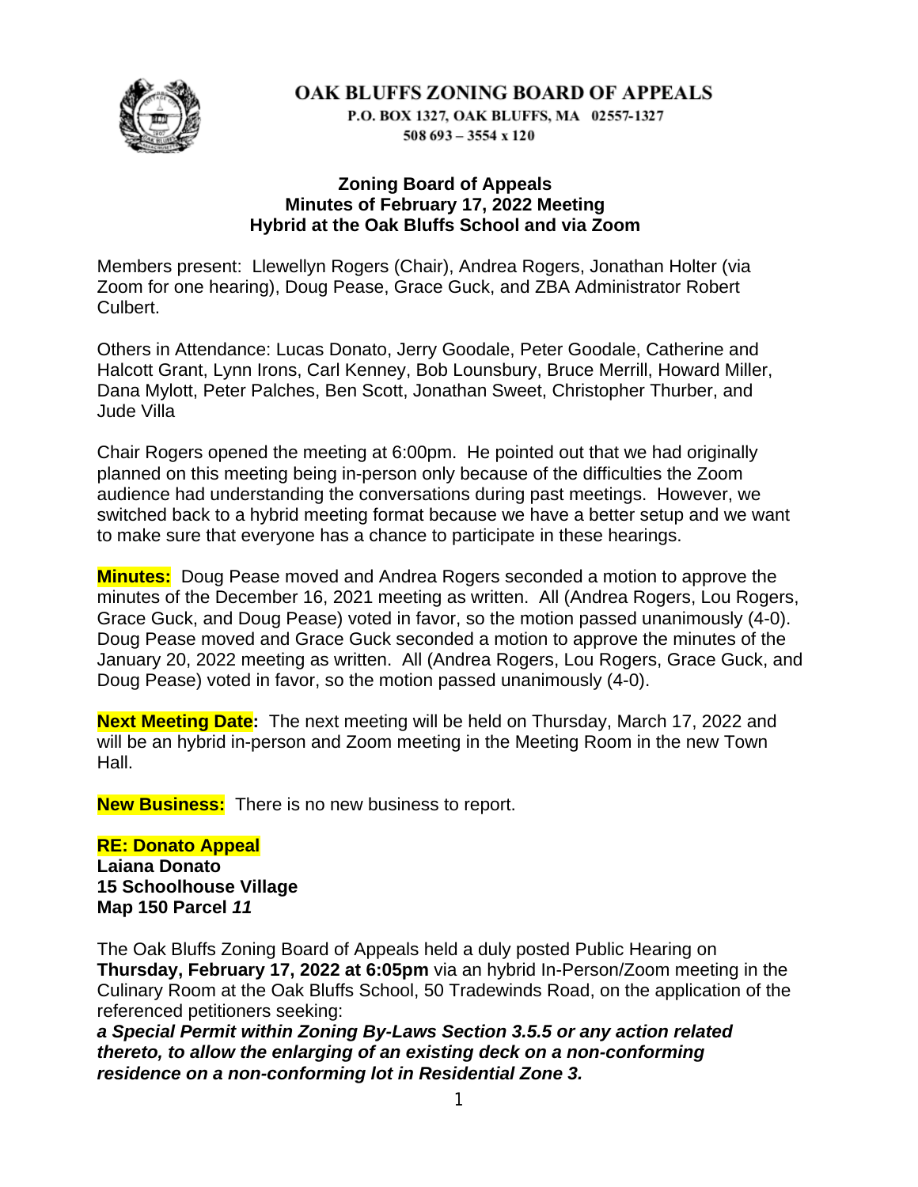# OAK BLUFFS ZONING BOARD OF APPEALS

P.O. BOX 1327, OAK BLUFFS, MA 02557-1327
508 693 – 3554 x 120

**Zoning Board of Appeals**
**Minutes of February 17, 2022 Meeting**
**Hybrid at the Oak Bluffs School and via Zoom**

Members present: Llewellyn Rogers (Chair), Andrea Rogers, Jonathan Holter (via Zoom for one hearing), Doug Pease, Grace Guck, and ZBA Administrator Robert Culbert.

Others in Attendance: Lucas Donato, Jerry Goodale, Peter Goodale, Catherine and Halcott Grant, Lynn Irons, Carl Kenney, Bob Lounsbury, Bruce Merrill, Howard Miller, Dana Mylott, Peter Palches, Ben Scott, Jonathan Sweet, Christopher Thurber, and Jude Villa

Chair Rogers opened the meeting at 6:00pm. He pointed out that we had originally planned on this meeting being in-person only because of the difficulties the Zoom audience had understanding the conversations during past meetings. However, we switched back to a hybrid meeting format because we have a better setup and we want to make sure that everyone has a chance to participate in these hearings.

**Minutes:** Doug Pease moved and Andrea Rogers seconded a motion to approve the minutes of the December 16, 2021 meeting as written. All (Andrea Rogers, Lou Rogers, Grace Guck, and Doug Pease) voted in favor, so the motion passed unanimously (4-0). Doug Pease moved and Grace Guck seconded a motion to approve the minutes of the January 20, 2022 meeting as written. All (Andrea Rogers, Lou Rogers, Grace Guck, and Doug Pease) voted in favor, so the motion passed unanimously (4-0).

**Next Meeting Date:** The next meeting will be held on Thursday, March 17, 2022 and will be an hybrid in-person and Zoom meeting in the Meeting Room in the new Town Hall.

**New Business:** There is no new business to report.

**RE: Donato Appeal**
**Laiana Donato**
**15 Schoolhouse Village**
**Map 150 Parcel *11***

The Oak Bluffs Zoning Board of Appeals held a duly posted Public Hearing on **Thursday, February 17, 2022 at 6:05pm** via an hybrid In-Person/Zoom meeting in the Culinary Room at the Oak Bluffs School, 50 Tradewinds Road, on the application of the referenced petitioners seeking:
***a Special Permit within Zoning By-Laws Section 3.5.5 or any action related thereto, to allow the enlarging of an existing deck on a non-conforming residence on a non-conforming lot in Residential Zone 3.***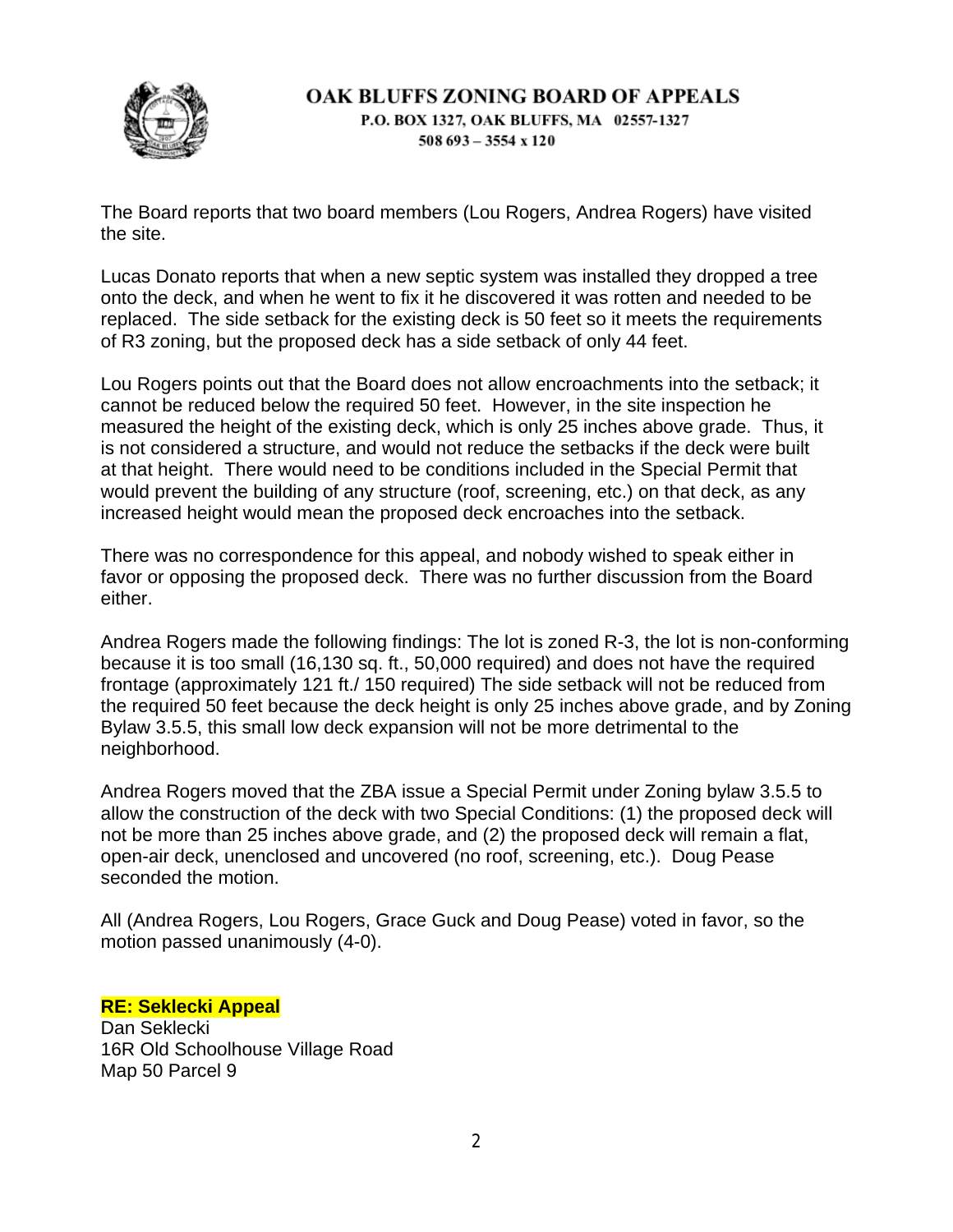# OAK BLUFFS ZONING BOARD OF APPEALS

P.O. BOX 1327, OAK BLUFFS, MA 02557-1327
508 693 – 3554 x 120

The Board reports that two board members (Lou Rogers, Andrea Rogers) have visited the site.

Lucas Donato reports that when a new septic system was installed they dropped a tree onto the deck, and when he went to fix it he discovered it was rotten and needed to be replaced. The side setback for the existing deck is 50 feet so it meets the requirements of R3 zoning, but the proposed deck has a side setback of only 44 feet.

Lou Rogers points out that the Board does not allow encroachments into the setback; it cannot be reduced below the required 50 feet. However, in the site inspection he measured the height of the existing deck, which is only 25 inches above grade. Thus, it is not considered a structure, and would not reduce the setbacks if the deck were built at that height. There would need to be conditions included in the Special Permit that would prevent the building of any structure (roof, screening, etc.) on that deck, as any increased height would mean the proposed deck encroaches into the setback.

There was no correspondence for this appeal, and nobody wished to speak either in favor or opposing the proposed deck. There was no further discussion from the Board either.

Andrea Rogers made the following findings: The lot is zoned R-3, the lot is non-conforming because it is too small (16,130 sq. ft., 50,000 required) and does not have the required frontage (approximately 121 ft./ 150 required) The side setback will not be reduced from the required 50 feet because the deck height is only 25 inches above grade, and by Zoning Bylaw 3.5.5, this small low deck expansion will not be more detrimental to the neighborhood.

Andrea Rogers moved that the ZBA issue a Special Permit under Zoning bylaw 3.5.5 to allow the construction of the deck with two Special Conditions: (1) the proposed deck will not be more than 25 inches above grade, and (2) the proposed deck will remain a flat, open-air deck, unenclosed and uncovered (no roof, screening, etc.). Doug Pease seconded the motion.

All (Andrea Rogers, Lou Rogers, Grace Guck and Doug Pease) voted in favor, so the motion passed unanimously (4-0).

**RE: Seklecki Appeal**
Dan Seklecki
16R Old Schoolhouse Village Road
Map 50 Parcel 9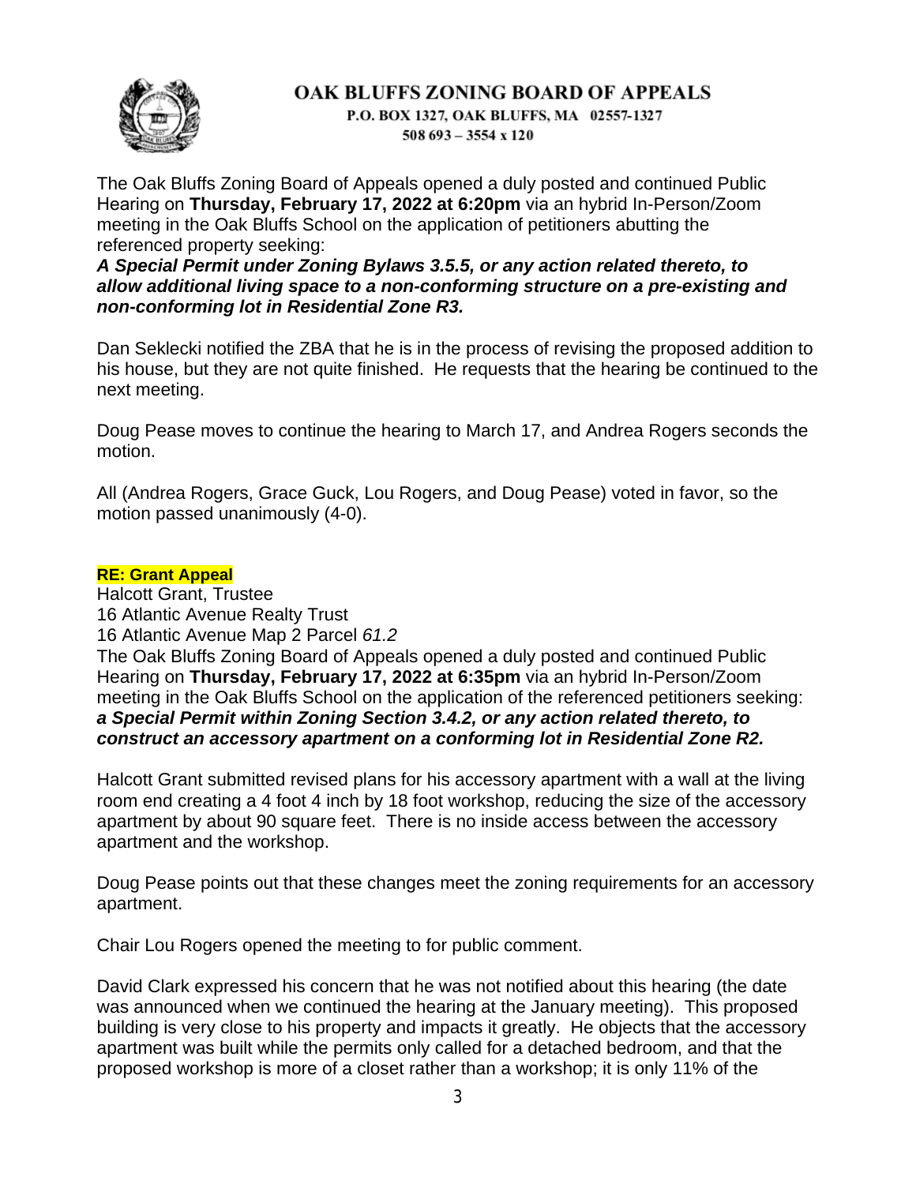# OAK BLUFFS ZONING BOARD OF APPEALS

P.O. BOX 1327, OAK BLUFFS, MA 02557-1327
508 693 – 3554 x 120

The Oak Bluffs Zoning Board of Appeals opened a duly posted and continued Public Hearing on **Thursday, February 17, 2022 at 6:20pm** via an hybrid In-Person/Zoom meeting in the Oak Bluffs School on the application of petitioners abutting the referenced property seeking:
***A Special Permit under Zoning Bylaws 3.5.5, or any action related thereto, to allow additional living space to a non-conforming structure on a pre-existing and non-conforming lot in Residential Zone R3.***

Dan Seklecki notified the ZBA that he is in the process of revising the proposed addition to his house, but they are not quite finished. He requests that the hearing be continued to the next meeting.

Doug Pease moves to continue the hearing to March 17, and Andrea Rogers seconds the motion.

All (Andrea Rogers, Grace Guck, Lou Rogers, and Doug Pease) voted in favor, so the motion passed unanimously (4-0).

**RE: Grant Appeal**
Halcott Grant, Trustee
16 Atlantic Avenue Realty Trust
16 Atlantic Avenue Map 2 Parcel *61.2*
The Oak Bluffs Zoning Board of Appeals opened a duly posted and continued Public Hearing on **Thursday, February 17, 2022 at 6:35pm** via an hybrid In-Person/Zoom meeting in the Oak Bluffs School on the application of the referenced petitioners seeking:
***a Special Permit within Zoning Section 3.4.2, or any action related thereto, to construct an accessory apartment on a conforming lot in Residential Zone R2.***

Halcott Grant submitted revised plans for his accessory apartment with a wall at the living room end creating a 4 foot 4 inch by 18 foot workshop, reducing the size of the accessory apartment by about 90 square feet. There is no inside access between the accessory apartment and the workshop.

Doug Pease points out that these changes meet the zoning requirements for an accessory apartment.

Chair Lou Rogers opened the meeting to for public comment.

David Clark expressed his concern that he was not notified about this hearing (the date was announced when we continued the hearing at the January meeting). This proposed building is very close to his property and impacts it greatly. He objects that the accessory apartment was built while the permits only called for a detached bedroom, and that the proposed workshop is more of a closet rather than a workshop; it is only 11% of the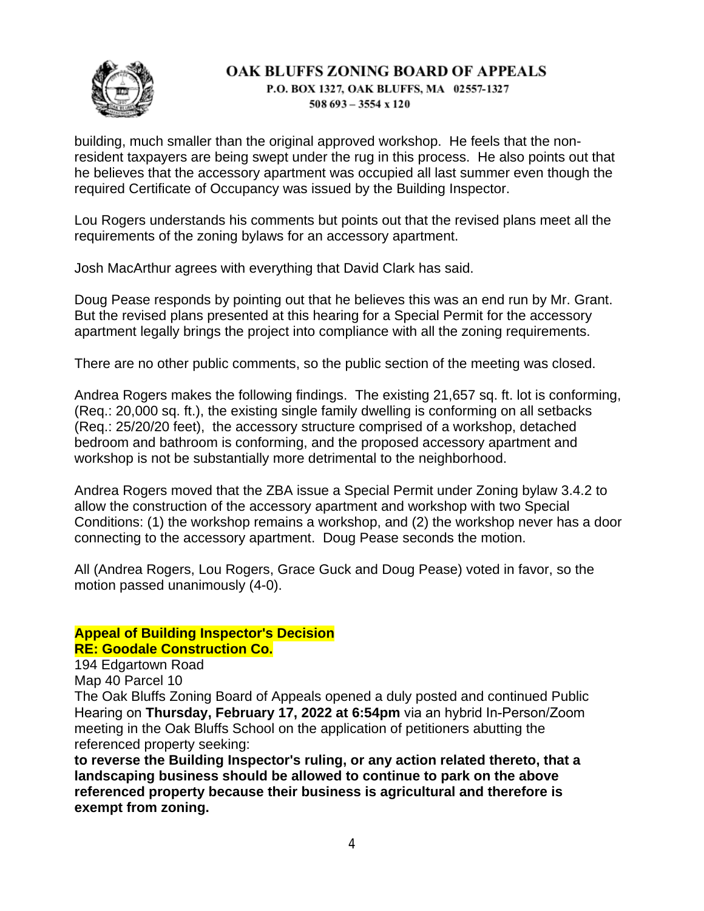building, much smaller than the original approved workshop. He feels that the non-resident taxpayers are being swept under the rug in this process. He also points out that he believes that the accessory apartment was occupied all last summer even though the required Certificate of Occupancy was issued by the Building Inspector.

Lou Rogers understands his comments but points out that the revised plans meet all the requirements of the zoning bylaws for an accessory apartment.

Josh MacArthur agrees with everything that David Clark has said.

Doug Pease responds by pointing out that he believes this was an end run by Mr. Grant. But the revised plans presented at this hearing for a Special Permit for the accessory apartment legally brings the project into compliance with all the zoning requirements.

There are no other public comments, so the public section of the meeting was closed.

Andrea Rogers makes the following findings. The existing 21,657 sq. ft. lot is conforming, (Req.: 20,000 sq. ft.), the existing single family dwelling is conforming on all setbacks (Req.: 25/20/20 feet), the accessory structure comprised of a workshop, detached bedroom and bathroom is conforming, and the proposed accessory apartment and workshop is not be substantially more detrimental to the neighborhood.

Andrea Rogers moved that the ZBA issue a Special Permit under Zoning bylaw 3.4.2 to allow the construction of the accessory apartment and workshop with two Special Conditions: (1) the workshop remains a workshop, and (2) the workshop never has a door connecting to the accessory apartment. Doug Pease seconds the motion.

All (Andrea Rogers, Lou Rogers, Grace Guck and Doug Pease) voted in favor, so the motion passed unanimously (4-0).

**Appeal of Building Inspector's Decision**
**RE: Goodale Construction Co.**

194 Edgartown Road
Map 40 Parcel 10
The Oak Bluffs Zoning Board of Appeals opened a duly posted and continued Public Hearing on **Thursday, February 17, 2022 at 6:54pm** via an hybrid In-Person/Zoom meeting in the Oak Bluffs School on the application of petitioners abutting the referenced property seeking:
**to reverse the Building Inspector's ruling, or any action related thereto, that a landscaping business should be allowed to continue to park on the above referenced property because their business is agricultural and therefore is exempt from zoning.**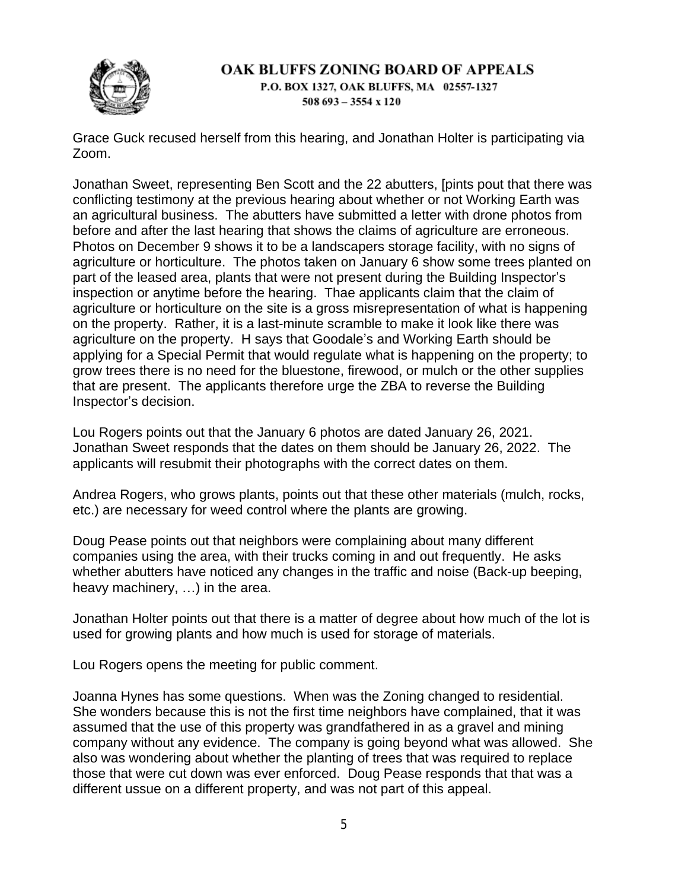# OAK BLUFFS ZONING BOARD OF APPEALS

**P.O. BOX 1327, OAK BLUFFS, MA 02557-1327**
**508 693 – 3554 x 120**

Grace Guck recused herself from this hearing, and Jonathan Holter is participating via Zoom.

Jonathan Sweet, representing Ben Scott and the 22 abutters, [pints pout that there was conflicting testimony at the previous hearing about whether or not Working Earth was an agricultural business. The abutters have submitted a letter with drone photos from before and after the last hearing that shows the claims of agriculture are erroneous. Photos on December 9 shows it to be a landscapers storage facility, with no signs of agriculture or horticulture. The photos taken on January 6 show some trees planted on part of the leased area, plants that were not present during the Building Inspector's inspection or anytime before the hearing. Thae applicants claim that the claim of agriculture or horticulture on the site is a gross misrepresentation of what is happening on the property. Rather, it is a last-minute scramble to make it look like there was agriculture on the property. H says that Goodale's and Working Earth should be applying for a Special Permit that would regulate what is happening on the property; to grow trees there is no need for the bluestone, firewood, or mulch or the other supplies that are present. The applicants therefore urge the ZBA to reverse the Building Inspector's decision.

Lou Rogers points out that the January 6 photos are dated January 26, 2021. Jonathan Sweet responds that the dates on them should be January 26, 2022. The applicants will resubmit their photographs with the correct dates on them.

Andrea Rogers, who grows plants, points out that these other materials (mulch, rocks, etc.) are necessary for weed control where the plants are growing.

Doug Pease points out that neighbors were complaining about many different companies using the area, with their trucks coming in and out frequently. He asks whether abutters have noticed any changes in the traffic and noise (Back-up beeping, heavy machinery, …) in the area.

Jonathan Holter points out that there is a matter of degree about how much of the lot is used for growing plants and how much is used for storage of materials.

Lou Rogers opens the meeting for public comment.

Joanna Hynes has some questions. When was the Zoning changed to residential. She wonders because this is not the first time neighbors have complained, that it was assumed that the use of this property was grandfathered in as a gravel and mining company without any evidence. The company is going beyond what was allowed. She also was wondering about whether the planting of trees that was required to replace those that were cut down was ever enforced. Doug Pease responds that that was a different ussue on a different property, and was not part of this appeal.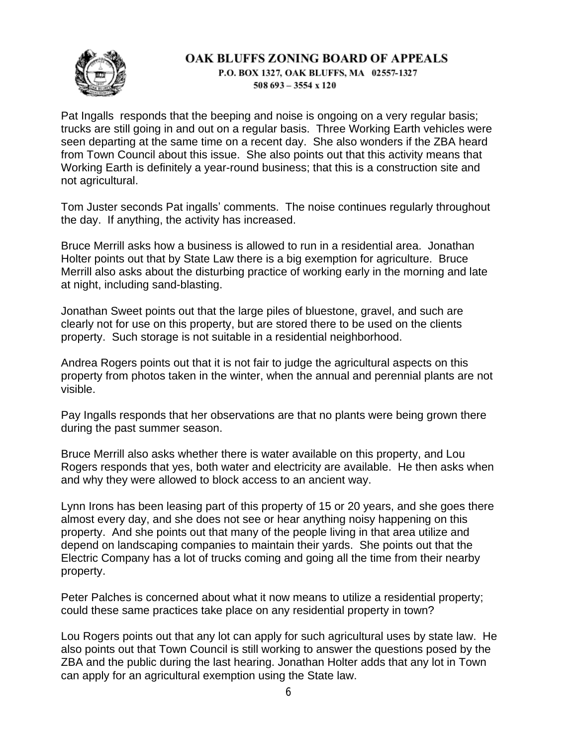Pat Ingalls responds that the beeping and noise is ongoing on a very regular basis; trucks are still going in and out on a regular basis. Three Working Earth vehicles were seen departing at the same time on a recent day. She also wonders if the ZBA heard from Town Council about this issue. She also points out that this activity means that Working Earth is definitely a year-round business; that this is a construction site and not agricultural.

Tom Juster seconds Pat ingalls' comments. The noise continues regularly throughout the day. If anything, the activity has increased.

Bruce Merrill asks how a business is allowed to run in a residential area. Jonathan Holter points out that by State Law there is a big exemption for agriculture. Bruce Merrill also asks about the disturbing practice of working early in the morning and late at night, including sand-blasting.

Jonathan Sweet points out that the large piles of bluestone, gravel, and such are clearly not for use on this property, but are stored there to be used on the clients property. Such storage is not suitable in a residential neighborhood.

Andrea Rogers points out that it is not fair to judge the agricultural aspects on this property from photos taken in the winter, when the annual and perennial plants are not visible.

Pay Ingalls responds that her observations are that no plants were being grown there during the past summer season.

Bruce Merrill also asks whether there is water available on this property, and Lou Rogers responds that yes, both water and electricity are available. He then asks when and why they were allowed to block access to an ancient way.

Lynn Irons has been leasing part of this property of 15 or 20 years, and she goes there almost every day, and she does not see or hear anything noisy happening on this property. And she points out that many of the people living in that area utilize and depend on landscaping companies to maintain their yards. She points out that the Electric Company has a lot of trucks coming and going all the time from their nearby property.

Peter Palches is concerned about what it now means to utilize a residential property; could these same practices take place on any residential property in town?

Lou Rogers points out that any lot can apply for such agricultural uses by state law. He also points out that Town Council is still working to answer the questions posed by the ZBA and the public during the last hearing. Jonathan Holter adds that any lot in Town can apply for an agricultural exemption using the State law.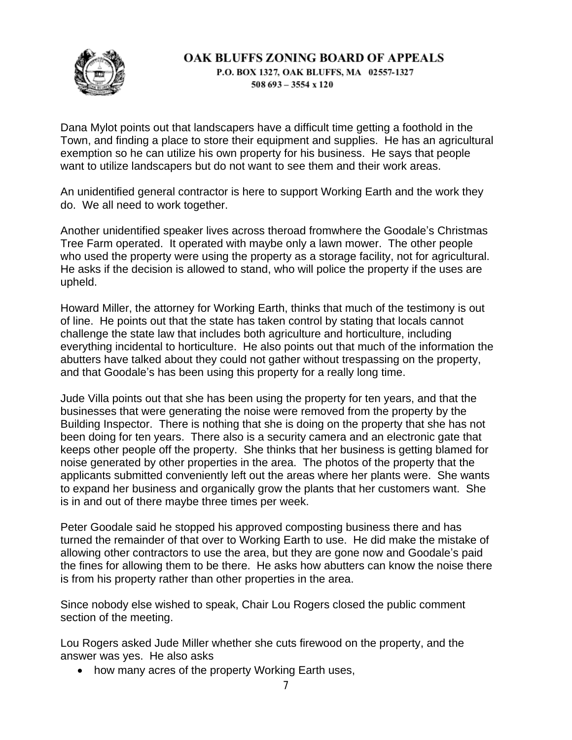# OAK BLUFFS ZONING BOARD OF APPEALS

P.O. BOX 1327, OAK BLUFFS, MA 02557-1327
508 693 – 3554 x 120

Dana Mylot points out that landscapers have a difficult time getting a foothold in the Town, and finding a place to store their equipment and supplies. He has an agricultural exemption so he can utilize his own property for his business. He says that people want to utilize landscapers but do not want to see them and their work areas.

An unidentified general contractor is here to support Working Earth and the work they do. We all need to work together.

Another unidentified speaker lives across theroad fromwhere the Goodale's Christmas Tree Farm operated. It operated with maybe only a lawn mower. The other people who used the property were using the property as a storage facility, not for agricultural. He asks if the decision is allowed to stand, who will police the property if the uses are upheld.

Howard Miller, the attorney for Working Earth, thinks that much of the testimony is out of line. He points out that the state has taken control by stating that locals cannot challenge the state law that includes both agriculture and horticulture, including everything incidental to horticulture. He also points out that much of the information the abutters have talked about they could not gather without trespassing on the property, and that Goodale's has been using this property for a really long time.

Jude Villa points out that she has been using the property for ten years, and that the businesses that were generating the noise were removed from the property by the Building Inspector. There is nothing that she is doing on the property that she has not been doing for ten years. There also is a security camera and an electronic gate that keeps other people off the property. She thinks that her business is getting blamed for noise generated by other properties in the area. The photos of the property that the applicants submitted conveniently left out the areas where her plants were. She wants to expand her business and organically grow the plants that her customers want. She is in and out of there maybe three times per week.

Peter Goodale said he stopped his approved composting business there and has turned the remainder of that over to Working Earth to use. He did make the mistake of allowing other contractors to use the area, but they are gone now and Goodale's paid the fines for allowing them to be there. He asks how abutters can know the noise there is from his property rather than other properties in the area.

Since nobody else wished to speak, Chair Lou Rogers closed the public comment section of the meeting.

Lou Rogers asked Jude Miller whether she cuts firewood on the property, and the answer was yes. He also asks

- how many acres of the property Working Earth uses,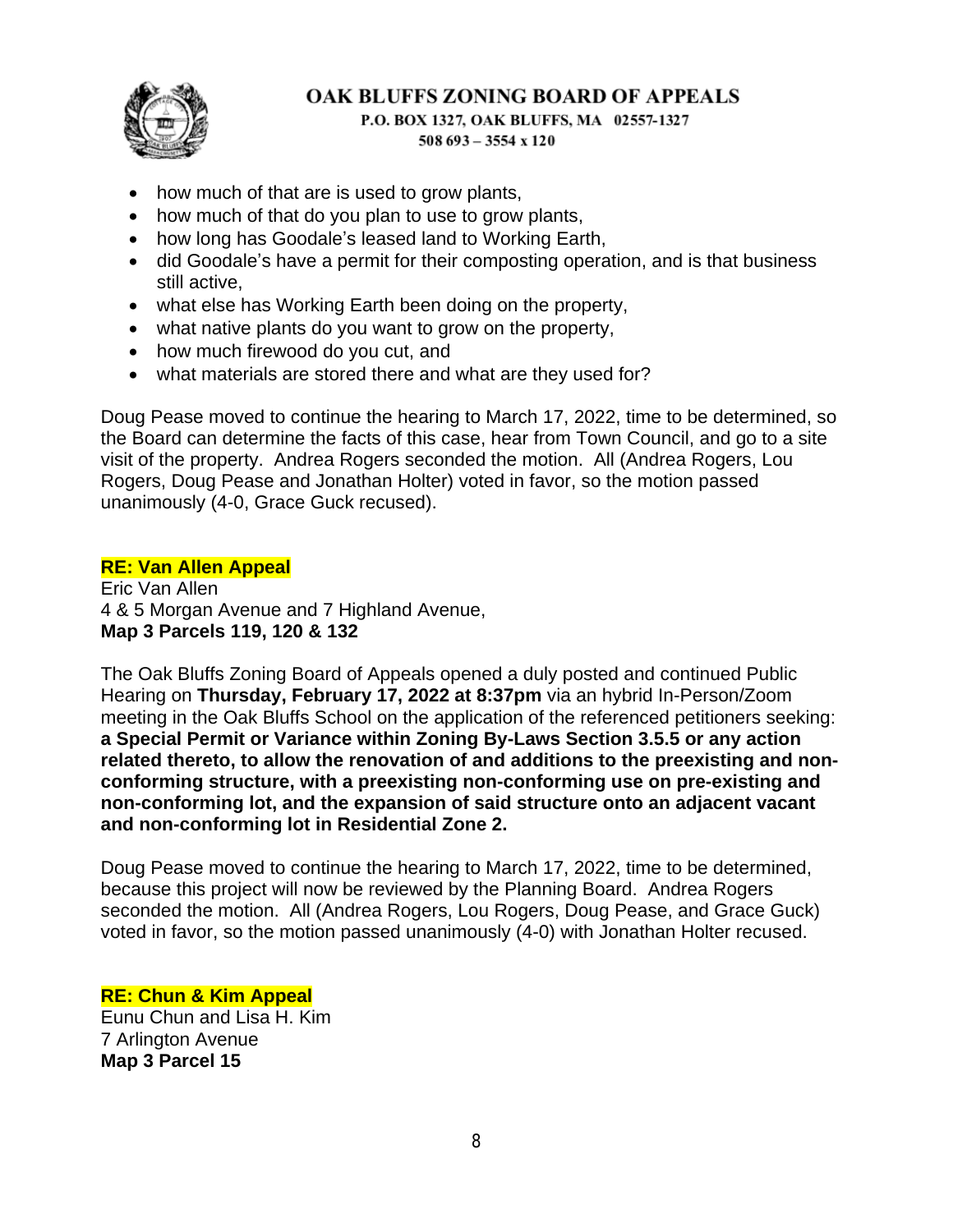- how much of that are is used to grow plants,
- how much of that do you plan to use to grow plants,
- how long has Goodale's leased land to Working Earth,
- did Goodale's have a permit for their composting operation, and is that business still active,
- what else has Working Earth been doing on the property,
- what native plants do you want to grow on the property,
- how much firewood do you cut, and
- what materials are stored there and what are they used for?

Doug Pease moved to continue the hearing to March 17, 2022, time to be determined, so the Board can determine the facts of this case, hear from Town Council, and go to a site visit of the property. Andrea Rogers seconded the motion. All (Andrea Rogers, Lou Rogers, Doug Pease and Jonathan Holter) voted in favor, so the motion passed unanimously (4-0, Grace Guck recused).

**RE: Van Allen Appeal**
Eric Van Allen
4 & 5 Morgan Avenue and 7 Highland Avenue,
**Map 3 Parcels 119, 120 & 132**

The Oak Bluffs Zoning Board of Appeals opened a duly posted and continued Public Hearing on **Thursday, February 17, 2022 at 8:37pm** via an hybrid In-Person/Zoom meeting in the Oak Bluffs School on the application of the referenced petitioners seeking: **a Special Permit or Variance within Zoning By-Laws Section 3.5.5 or any action related thereto, to allow the renovation of and additions to the preexisting and non-conforming structure, with a preexisting non-conforming use on pre-existing and non-conforming lot, and the expansion of said structure onto an adjacent vacant and non-conforming lot in Residential Zone 2.**

Doug Pease moved to continue the hearing to March 17, 2022, time to be determined, because this project will now be reviewed by the Planning Board. Andrea Rogers seconded the motion. All (Andrea Rogers, Lou Rogers, Doug Pease, and Grace Guck) voted in favor, so the motion passed unanimously (4-0) with Jonathan Holter recused.

**RE: Chun & Kim Appeal**
Eunu Chun and Lisa H. Kim
7 Arlington Avenue
**Map 3 Parcel 15**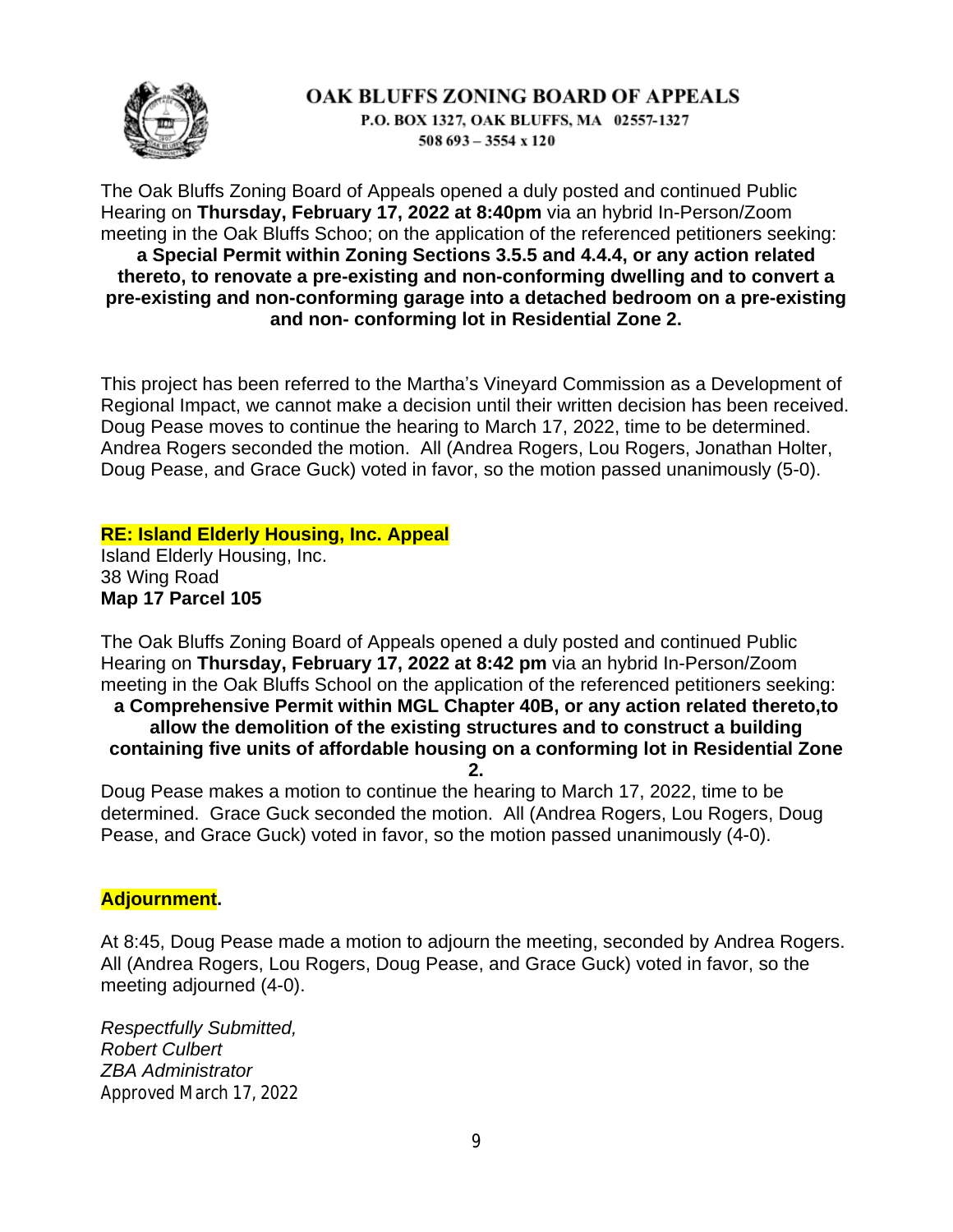# OAK BLUFFS ZONING BOARD OF APPEALS

P.O. BOX 1327, OAK BLUFFS, MA 02557-1327
508 693 – 3554 x 120

The Oak Bluffs Zoning Board of Appeals opened a duly posted and continued Public Hearing on **Thursday, February 17, 2022 at 8:40pm** via an hybrid In-Person/Zoom meeting in the Oak Bluffs Schoo; on the application of the referenced petitioners seeking: **a Special Permit within Zoning Sections 3.5.5 and 4.4.4, or any action related thereto, to renovate a pre-existing and non-conforming dwelling and to convert a pre-existing and non-conforming garage into a detached bedroom on a pre-existing and non- conforming lot in Residential Zone 2.**

This project has been referred to the Martha's Vineyard Commission as a Development of Regional Impact, we cannot make a decision until their written decision has been received. Doug Pease moves to continue the hearing to March 17, 2022, time to be determined. Andrea Rogers seconded the motion. All (Andrea Rogers, Lou Rogers, Jonathan Holter, Doug Pease, and Grace Guck) voted in favor, so the motion passed unanimously (5-0).

**RE: Island Elderly Housing, Inc. Appeal**
Island Elderly Housing, Inc.
38 Wing Road
**Map 17 Parcel 105**

The Oak Bluffs Zoning Board of Appeals opened a duly posted and continued Public Hearing on **Thursday, February 17, 2022 at 8:42 pm** via an hybrid In-Person/Zoom meeting in the Oak Bluffs School on the application of the referenced petitioners seeking: **a Comprehensive Permit within MGL Chapter 40B, or any action related thereto,to allow the demolition of the existing structures and to construct a building containing five units of affordable housing on a conforming lot in Residential Zone 2.**
Doug Pease makes a motion to continue the hearing to March 17, 2022, time to be determined. Grace Guck seconded the motion. All (Andrea Rogers, Lou Rogers, Doug Pease, and Grace Guck) voted in favor, so the motion passed unanimously (4-0).

**Adjournment.**

At 8:45, Doug Pease made a motion to adjourn the meeting, seconded by Andrea Rogers. All (Andrea Rogers, Lou Rogers, Doug Pease, and Grace Guck) voted in favor, so the meeting adjourned (4-0).

*Respectfully Submitted,*
*Robert Culbert*
*ZBA Administrator*
Approved March 17, 2022